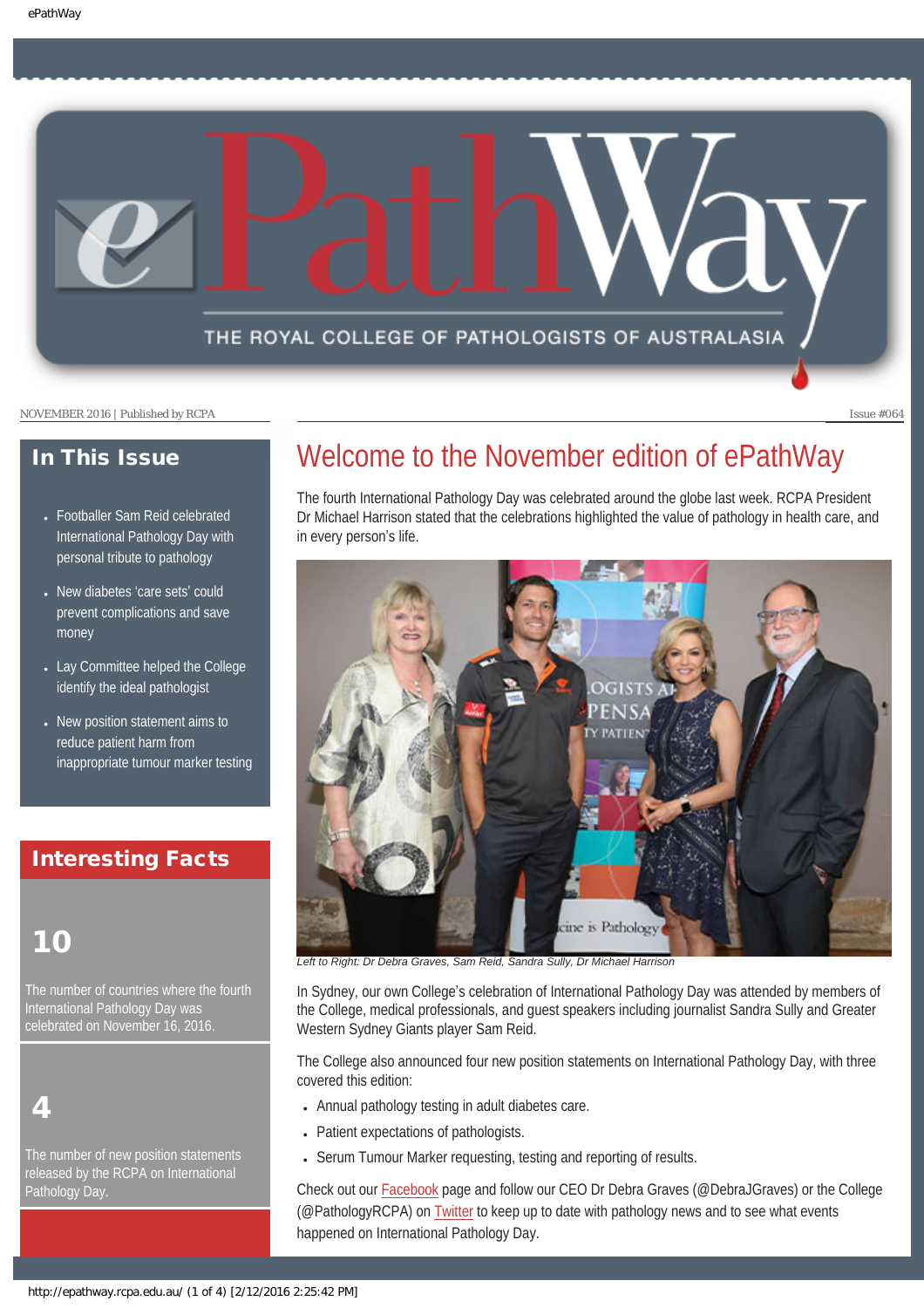# ePathWay

THE ROYAL COLLEGE OF PATHOLOGISTS OF AUSTRALASIA

NOVEMBER 2016 | Published by RCPA

Issue #064

## In This Issue

- Footballer Sam Reid celebrated International Pathology Day with personal tribute to pathology
- New diabetes 'care sets' could prevent complications and save money
- Lay Committee helped the College identify the ideal pathologist
- New position statement aims to reduce patient harm from inappropriate tumour marker testing

## Interesting Facts

**10**

The number of countries where the fourth International Pathology Day was celebrated on November 16, 2016.

**4**

The number of new position statements released by the RCPA on International Pathology Day.

# Welcome to the November edition of ePathWay

The fourth International Pathology Day was celebrated around the globe last week. RCPA President Dr Michael Harrison stated that the celebrations highlighted the value of pathology in health care, and in every person's life.

*Left to Right: Dr Debra Graves, Sam Reid, Sandra Sully, Dr Michael Harrison*

In Sydney, our own College's celebration of International Pathology Day was attended by members of the College, medical professionals, and guest speakers including journalist Sandra Sully and Greater Western Sydney Giants player Sam Reid.

The College also announced four new position statements on International Pathology Day, with three covered this edition:

- Annual pathology testing in adult diabetes care.
- Patient expectations of pathologists.
- Serum Tumour Marker requesting, testing and reporting of results.

Check out our Facebook page and follow our CEO Dr Debra Graves (@DebraJGraves) or the College (@PathologyRCPA) on Twitter to keep up to date with pathology news and to see what events happened on International Pathology Day.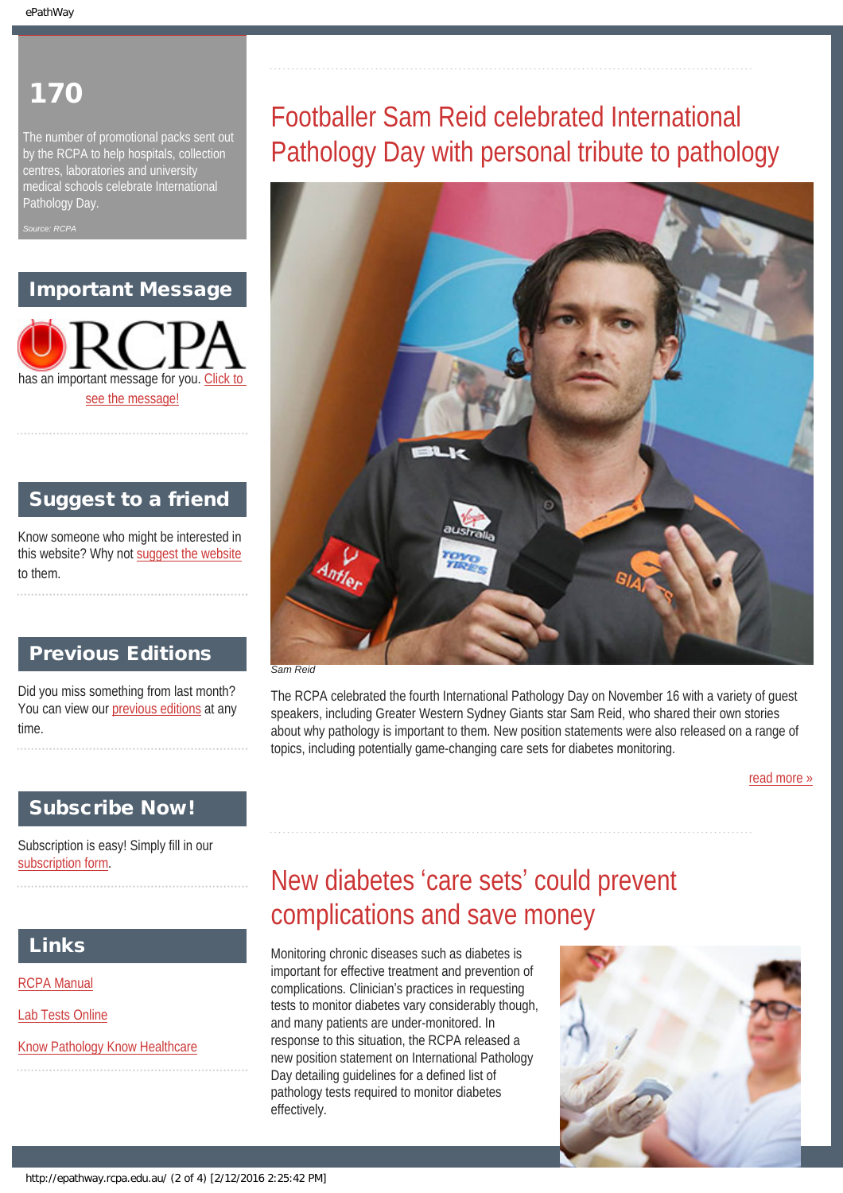# 170

The number of promotional packs sent out by the RCPA to help hospitals, collection centres, laboratories and university medical schools celebrate International Pathology Day.

*Source: RCPA*

## Important Message

RCPA has an important message for you. Click to see the message!

## Suggest to a friend

Know someone who might be interested in this website? Why not suggest the website to them.

## Previous Editions

Did you miss something from last month? You can view our previous editions at any time.

## Subscribe Now!

Subscription is easy! Simply fill in our subscription form.

## Links

RCPA Manual

Lab Tests Online

Know Pathology Know Healthcare

# Footballer Sam Reid celebrated International Pathology Day with personal tribute to pathology

*Sam Reid*

The RCPA celebrated the fourth International Pathology Day on November 16 with a variety of guest speakers, including Greater Western Sydney Giants star Sam Reid, who shared their own stories about why pathology is important to them. New position statements were also released on a range of topics, including potentially game-changing care sets for diabetes monitoring.

read more »

# New diabetes 'care sets' could prevent complications and save money

Monitoring chronic diseases such as diabetes is important for effective treatment and prevention of complications. Clinician's practices in requesting tests to monitor diabetes vary considerably though, and many patients are under-monitored. In response to this situation, the RCPA released a new position statement on International Pathology Day detailing guidelines for a defined list of pathology tests required to monitor diabetes effectively.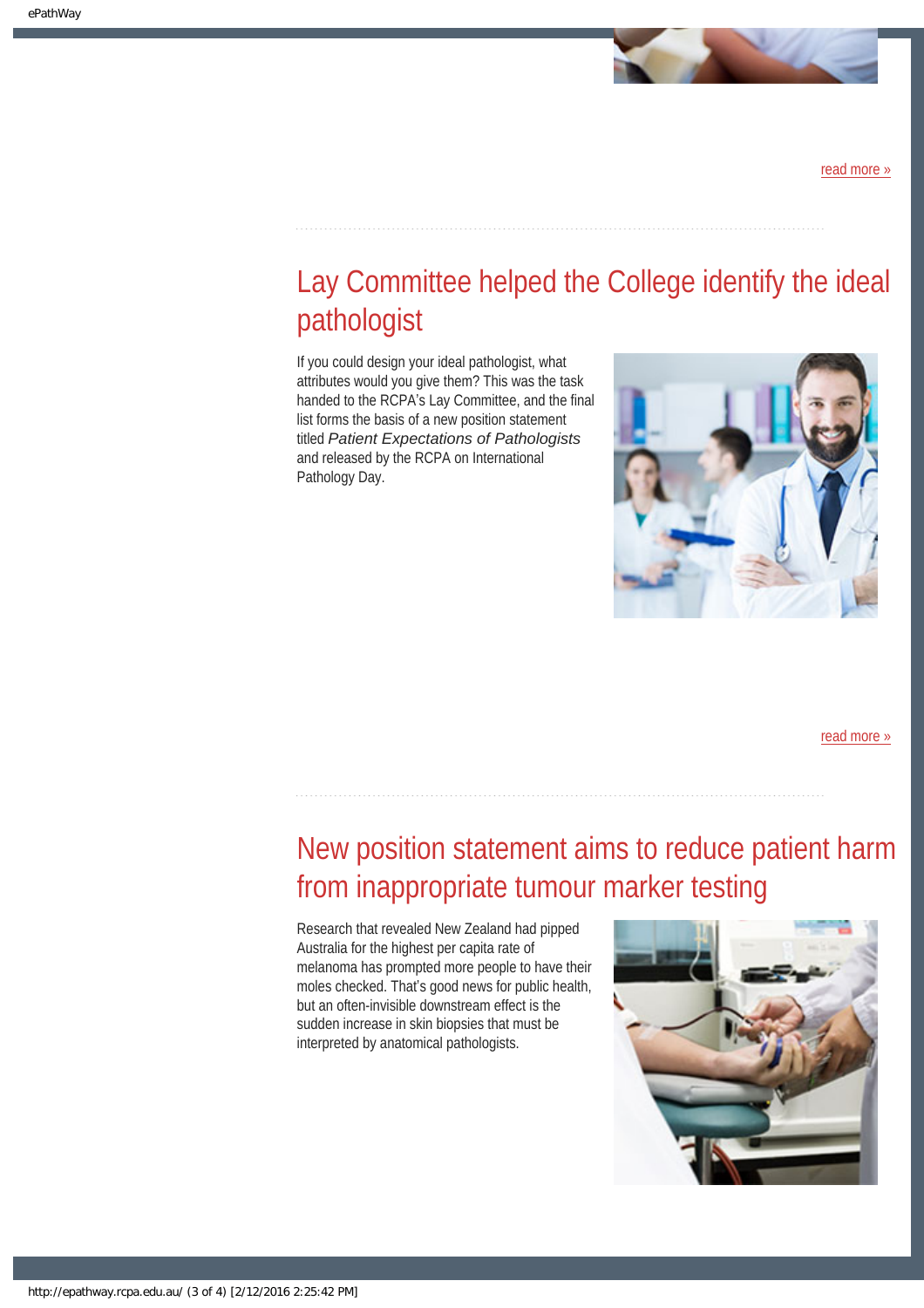read more »

## Lay Committee helped the College identify the ideal pathologist

If you could design your ideal pathologist, what attributes would you give them? This was the task handed to the RCPA's Lay Committee, and the final list forms the basis of a new position statement titled *Patient Expectations of Pathologists* and released by the RCPA on International Pathology Day.

read more »

## New position statement aims to reduce patient harm from inappropriate tumour marker testing

Research that revealed New Zealand had pipped Australia for the highest per capita rate of melanoma has prompted more people to have their moles checked. That's good news for public health, but an often-invisible downstream effect is the sudden increase in skin biopsies that must be interpreted by anatomical pathologists.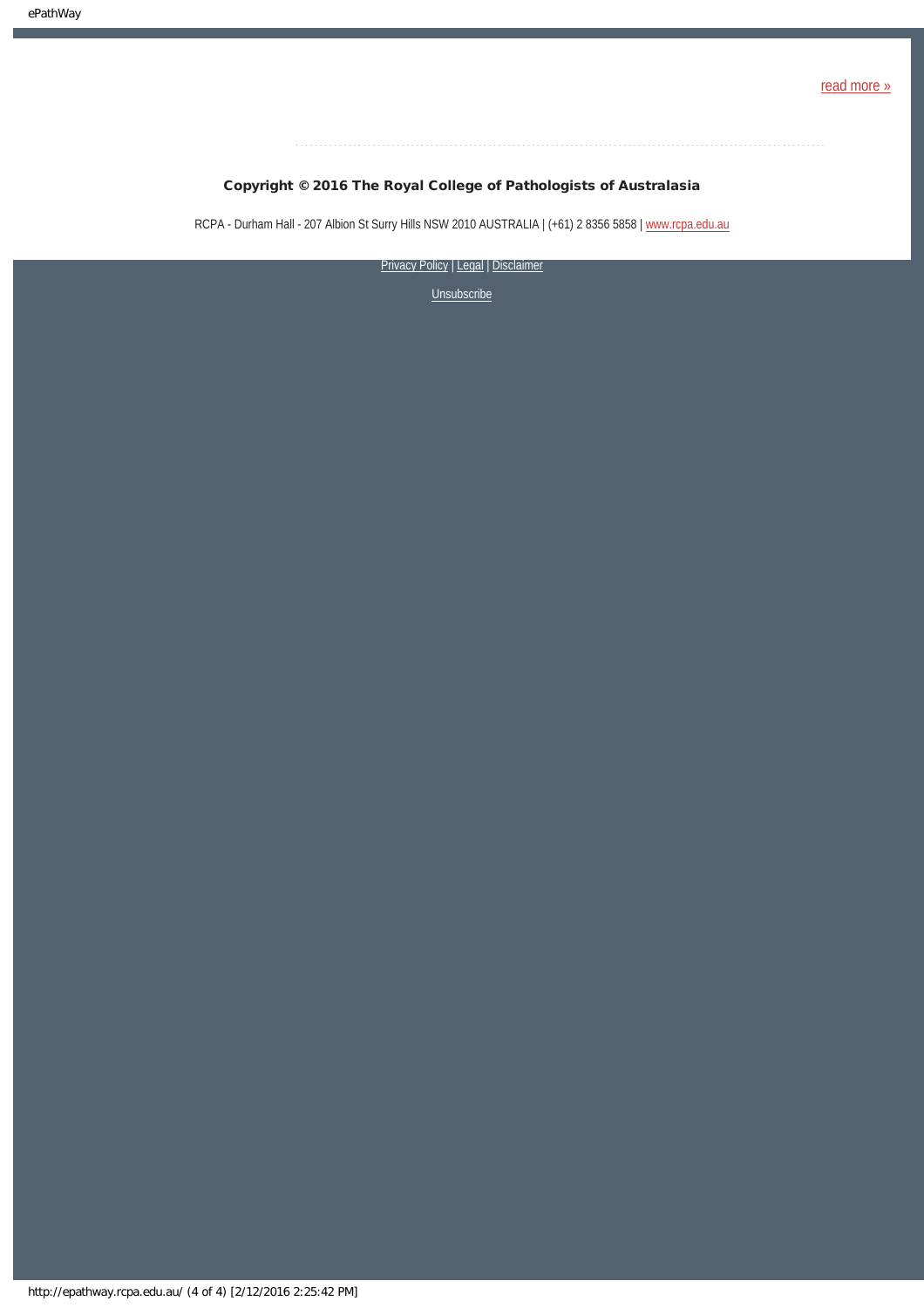read more »

**Copyright © 2016 The Royal College of Pathologists of Australasia**

RCPA - Durham Hall - 207 Albion St Surry Hills NSW 2010 AUSTRALIA | (+61) 2 8356 5858 | www.rcpa.edu.au

Privacy Policy | Legal | Disclaimer

Unsubscribe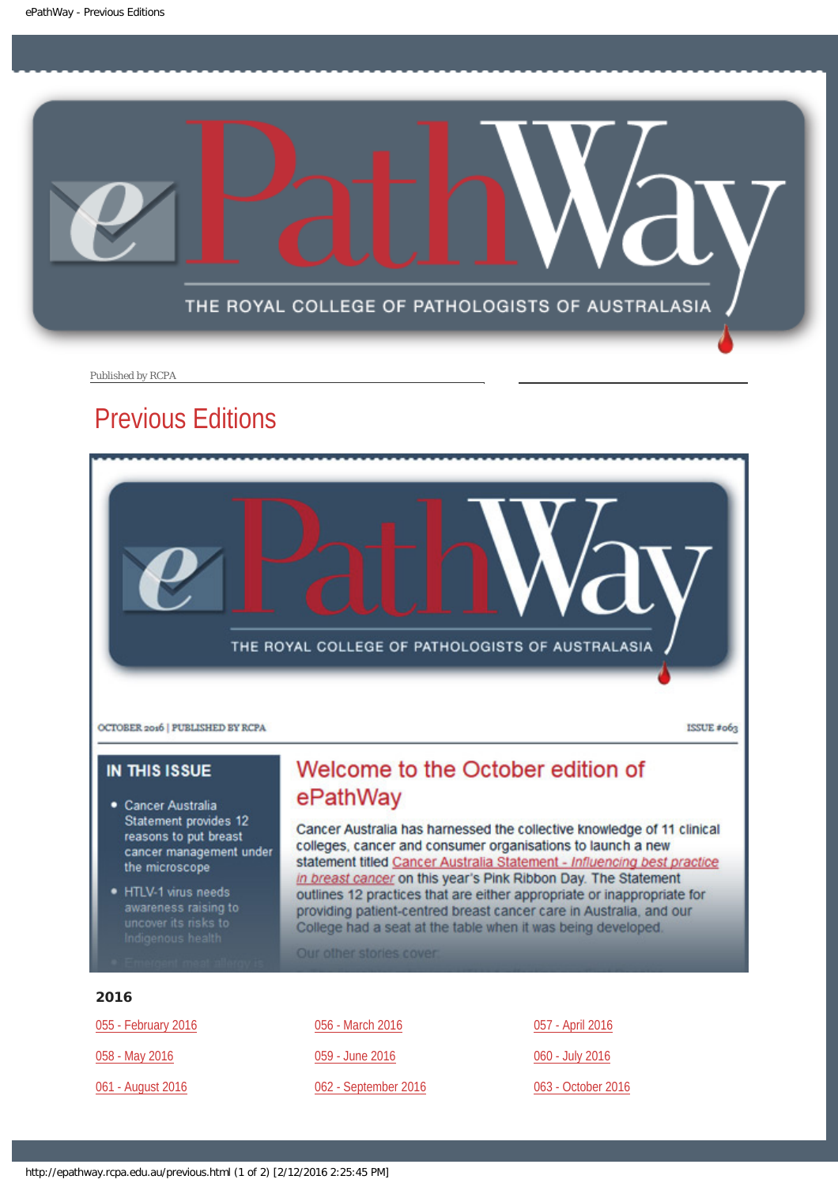Published by RCPA

# Previous Editions

OCTOBER 2016 | PUBLISHED BY RCPA

ISSUE #063

## IN THIS ISSUE

- Cancer Australia Statement provides 12 reasons to put breast cancer management under the microscope
- HTLV-1 virus needs awareness raising to uncover its risks to Indigenous health

## Welcome to the October edition of ePathWay

Cancer Australia has harnessed the collective knowledge of 11 clinical colleges, cancer and consumer organisations to launch a new statement titled Cancer Australia Statement - *Influencing best practice in breast cancer* on this year's Pink Ribbon Day. The Statement outlines 12 practices that are either appropriate or inappropriate for providing patient-centred breast cancer care in Australia, and our College had a seat at the table when it was being developed.

Our other stories cover:

### 2016

| | | |
|---|---|---|
| 055 - February 2016 | 056 - March 2016 | 057 - April 2016 |
| 058 - May 2016 | 059 - June 2016 | 060 - July 2016 |
| 061 - August 2016 | 062 - September 2016 | 063 - October 2016 |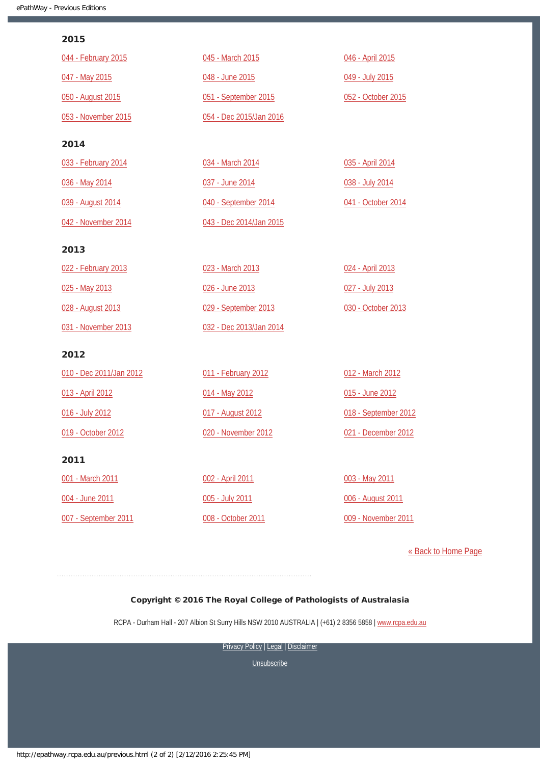## 2015

044 - February 2015

045 - March 2015

046 - April 2015

047 - May 2015

048 - June 2015

049 - July 2015

050 - August 2015

051 - September 2015

052 - October 2015

053 - November 2015

054 - Dec 2015/Jan 2016

## 2014

033 - February 2014

034 - March 2014

035 - April 2014

036 - May 2014

037 - June 2014

038 - July 2014

039 - August 2014

040 - September 2014

041 - October 2014

042 - November 2014

043 - Dec 2014/Jan 2015

## 2013

022 - February 2013

023 - March 2013

024 - April 2013

025 - May 2013

026 - June 2013

027 - July 2013

028 - August 2013

029 - September 2013

030 - October 2013

031 - November 2013

032 - Dec 2013/Jan 2014

## 2012

010 - Dec 2011/Jan 2012

011 - February 2012

012 - March 2012

013 - April 2012

014 - May 2012

015 - June 2012

016 - July 2012

017 - August 2012

018 - September 2012

019 - October 2012

020 - November 2012

021 - December 2012

## 2011

001 - March 2011

002 - April 2011

003 - May 2011

004 - June 2011

005 - July 2011

006 - August 2011

007 - September 2011

008 - October 2011

009 - November 2011

« Back to Home Page

**Copyright © 2016 The Royal College of Pathologists of Australasia**

RCPA - Durham Hall - 207 Albion St Surry Hills NSW 2010 AUSTRALIA | (+61) 2 8356 5858 | www.rcpa.edu.au

Privacy Policy | Legal | Disclaimer

Unsubscribe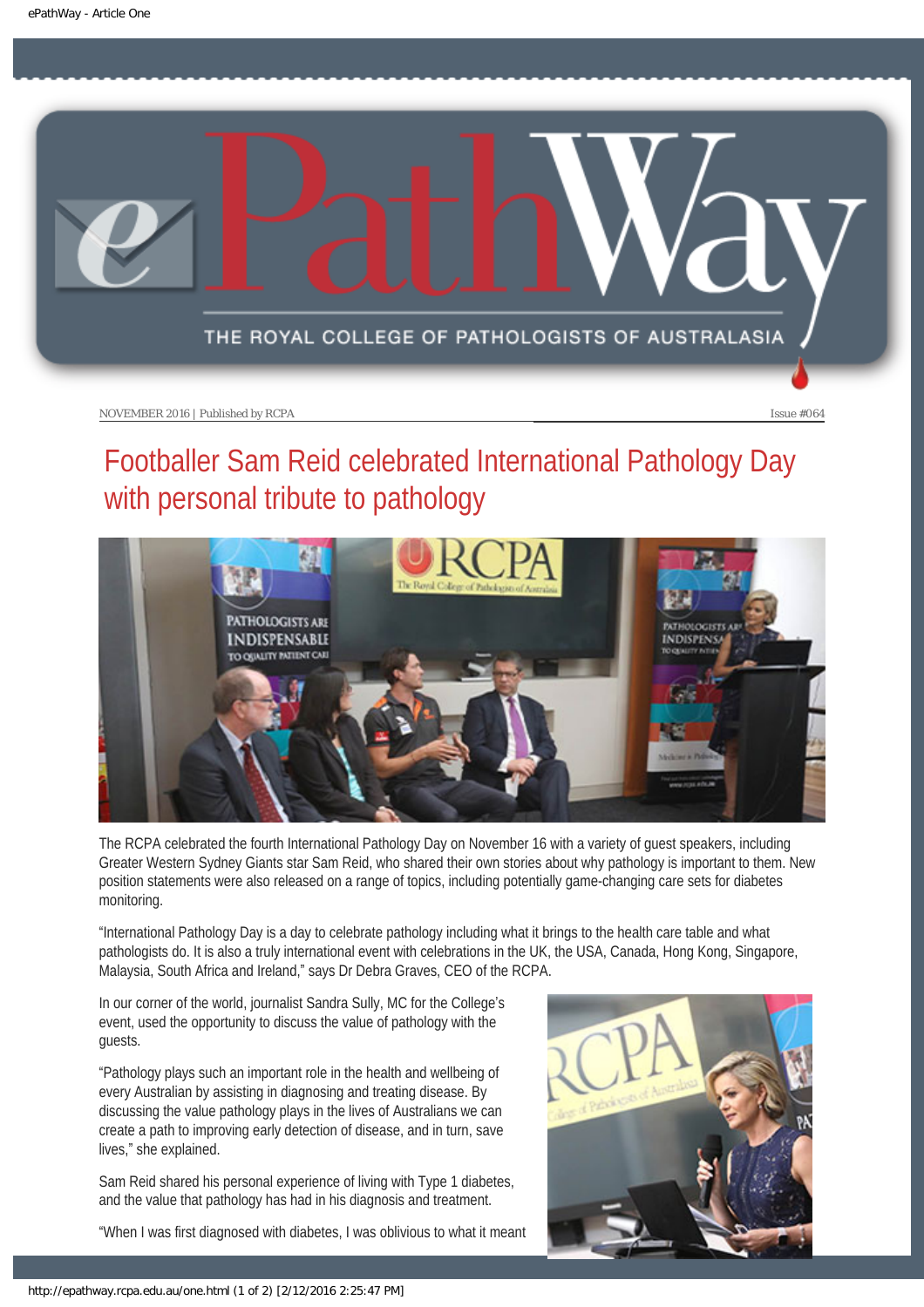NOVEMBER 2016 | Published by RCPA

Issue #064

# Footballer Sam Reid celebrated International Pathology Day with personal tribute to pathology

The RCPA celebrated the fourth International Pathology Day on November 16 with a variety of guest speakers, including Greater Western Sydney Giants star Sam Reid, who shared their own stories about why pathology is important to them. New position statements were also released on a range of topics, including potentially game-changing care sets for diabetes monitoring.

"International Pathology Day is a day to celebrate pathology including what it brings to the health care table and what pathologists do. It is also a truly international event with celebrations in the UK, the USA, Canada, Hong Kong, Singapore, Malaysia, South Africa and Ireland," says Dr Debra Graves, CEO of the RCPA.

In our corner of the world, journalist Sandra Sully, MC for the College's event, used the opportunity to discuss the value of pathology with the guests.

"Pathology plays such an important role in the health and wellbeing of every Australian by assisting in diagnosing and treating disease. By discussing the value pathology plays in the lives of Australians we can create a path to improving early detection of disease, and in turn, save lives," she explained.

Sam Reid shared his personal experience of living with Type 1 diabetes, and the value that pathology has had in his diagnosis and treatment.

"When I was first diagnosed with diabetes, I was oblivious to what it meant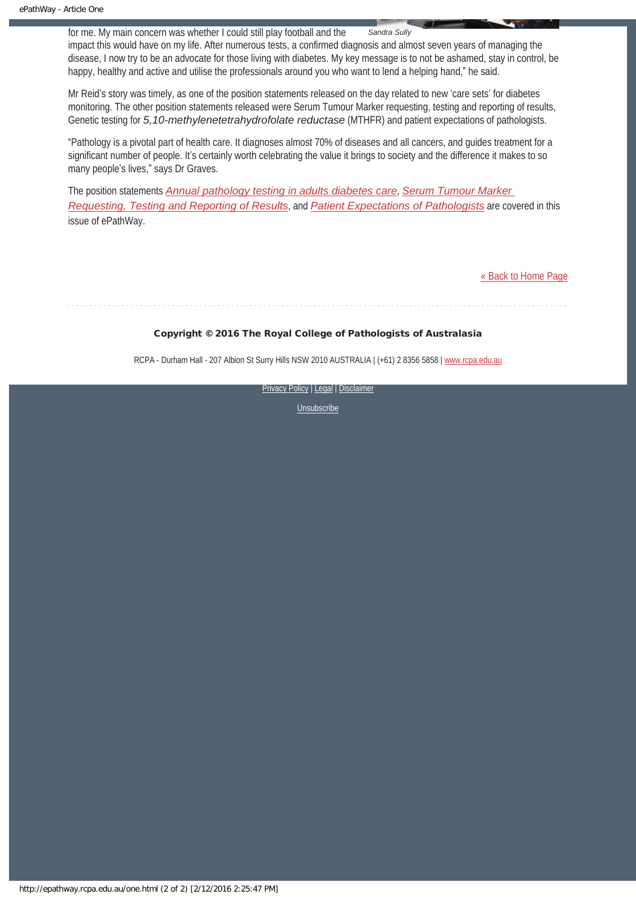for me. My main concern was whether I could still play football and the impact this would have on my life. After numerous tests, a confirmed diagnosis and almost seven years of managing the disease, I now try to be an advocate for those living with diabetes. My key message is to not be ashamed, stay in control, be happy, healthy and active and utilise the professionals around you who want to lend a helping hand," he said.

*Sandra Sully*

Mr Reid's story was timely, as one of the position statements released on the day related to new 'care sets' for diabetes monitoring. The other position statements released were Serum Tumour Marker requesting, testing and reporting of results, Genetic testing for *5,10-methylenetetrahydrofolate reductase* (MTHFR) and patient expectations of pathologists.

"Pathology is a pivotal part of health care. It diagnoses almost 70% of diseases and all cancers, and guides treatment for a significant number of people. It's certainly worth celebrating the value it brings to society and the difference it makes to so many people's lives," says Dr Graves.

The position statements *Annual pathology testing in adults diabetes care*, *Serum Tumour Marker Requesting, Testing and Reporting of Results*, and *Patient Expectations of Pathologists* are covered in this issue of ePathWay.

« Back to Home Page

**Copyright © 2016 The Royal College of Pathologists of Australasia**

RCPA - Durham Hall - 207 Albion St Surry Hills NSW 2010 AUSTRALIA | (+61) 2 8356 5858 | www.rcpa.edu.au

Privacy Policy | Legal | Disclaimer

Unsubscribe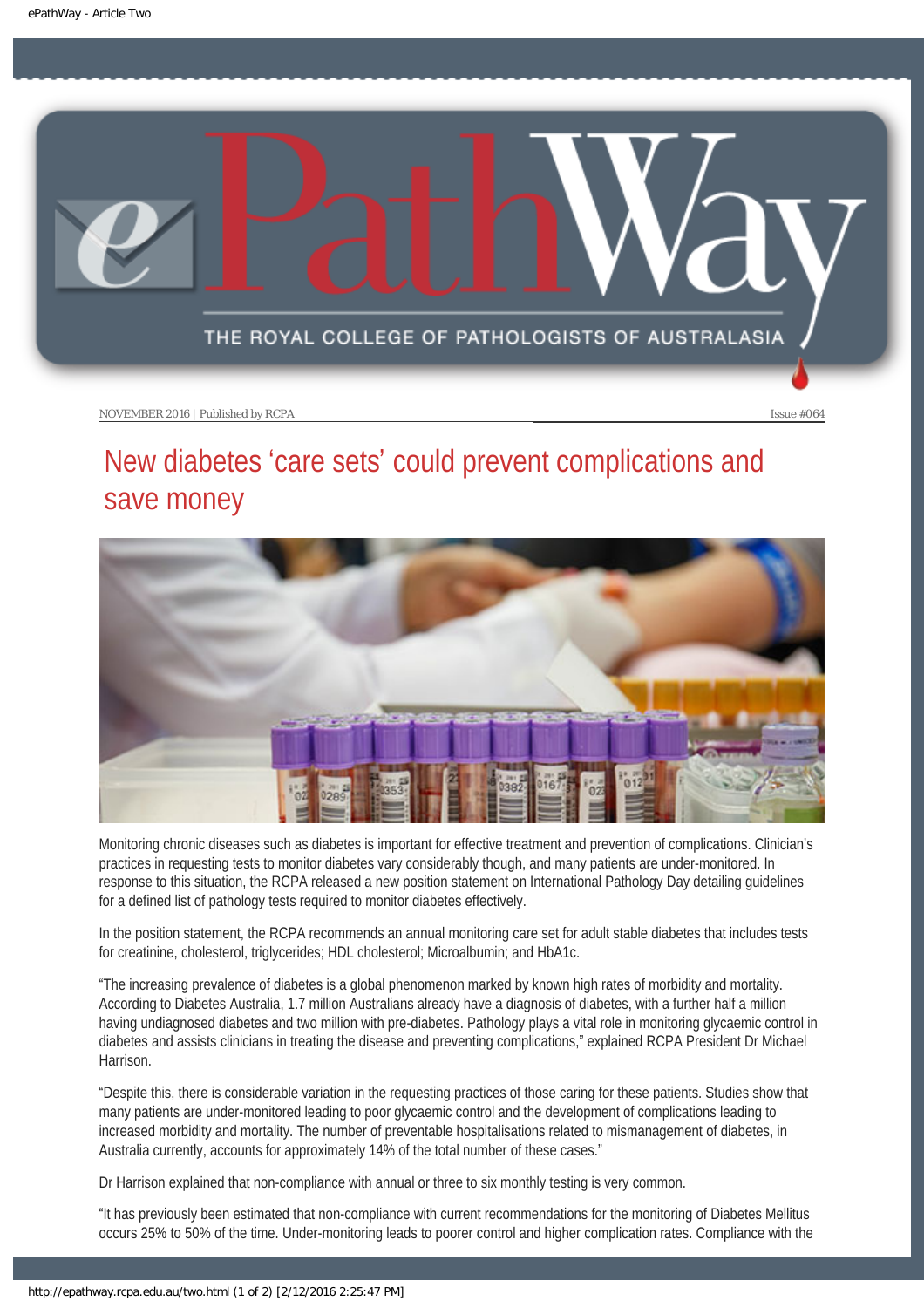NOVEMBER 2016 | Published by RCPA

Issue #064

# New diabetes 'care sets' could prevent complications and save money

Monitoring chronic diseases such as diabetes is important for effective treatment and prevention of complications. Clinician's practices in requesting tests to monitor diabetes vary considerably though, and many patients are under-monitored. In response to this situation, the RCPA released a new position statement on International Pathology Day detailing guidelines for a defined list of pathology tests required to monitor diabetes effectively.

In the position statement, the RCPA recommends an annual monitoring care set for adult stable diabetes that includes tests for creatinine, cholesterol, triglycerides; HDL cholesterol; Microalbumin; and HbA1c.

"The increasing prevalence of diabetes is a global phenomenon marked by known high rates of morbidity and mortality. According to Diabetes Australia, 1.7 million Australians already have a diagnosis of diabetes, with a further half a million having undiagnosed diabetes and two million with pre-diabetes. Pathology plays a vital role in monitoring glycaemic control in diabetes and assists clinicians in treating the disease and preventing complications," explained RCPA President Dr Michael Harrison.

"Despite this, there is considerable variation in the requesting practices of those caring for these patients. Studies show that many patients are under-monitored leading to poor glycaemic control and the development of complications leading to increased morbidity and mortality. The number of preventable hospitalisations related to mismanagement of diabetes, in Australia currently, accounts for approximately 14% of the total number of these cases."

Dr Harrison explained that non-compliance with annual or three to six monthly testing is very common.

"It has previously been estimated that non-compliance with current recommendations for the monitoring of Diabetes Mellitus occurs 25% to 50% of the time. Under-monitoring leads to poorer control and higher complication rates. Compliance with the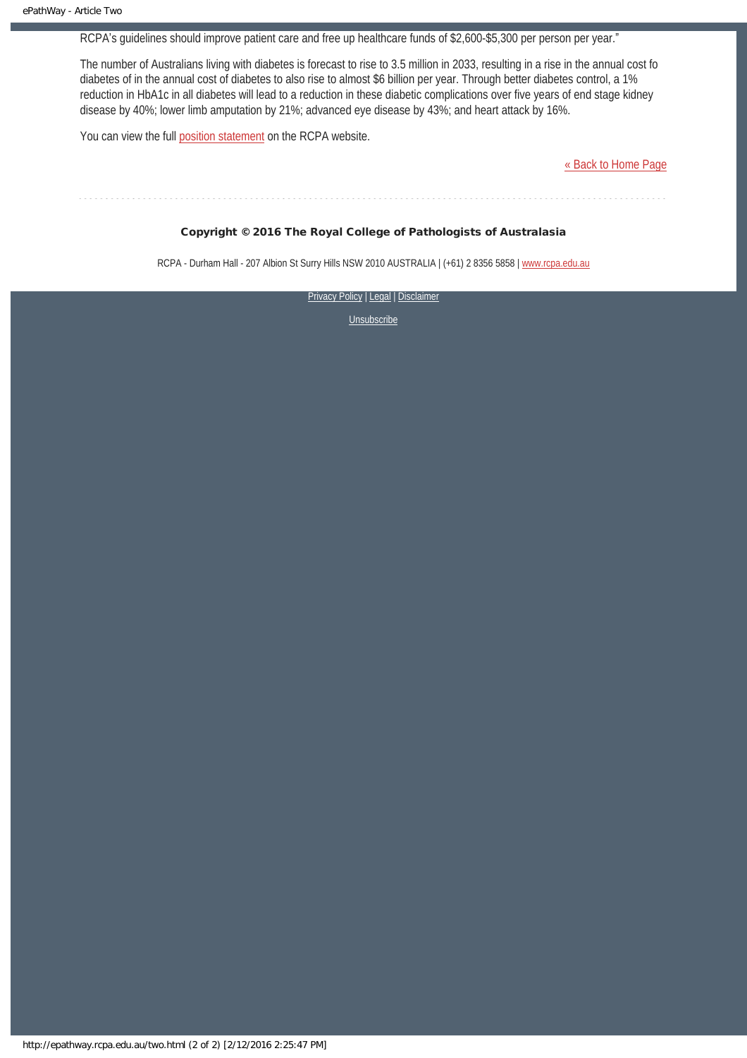RCPA's guidelines should improve patient care and free up healthcare funds of $2,600-$5,300 per person per year."

The number of Australians living with diabetes is forecast to rise to 3.5 million in 2033, resulting in a rise in the annual cost fo diabetes of in the annual cost of diabetes to also rise to almost $6 billion per year. Through better diabetes control, a 1% reduction in HbA1c in all diabetes will lead to a reduction in these diabetic complications over five years of end stage kidney disease by 40%; lower limb amputation by 21%; advanced eye disease by 43%; and heart attack by 16%.

You can view the full position statement on the RCPA website.

« Back to Home Page

**Copyright © 2016 The Royal College of Pathologists of Australasia**

RCPA - Durham Hall - 207 Albion St Surry Hills NSW 2010 AUSTRALIA | (+61) 2 8356 5858 | www.rcpa.edu.au

Privacy Policy | Legal | Disclaimer

Unsubscribe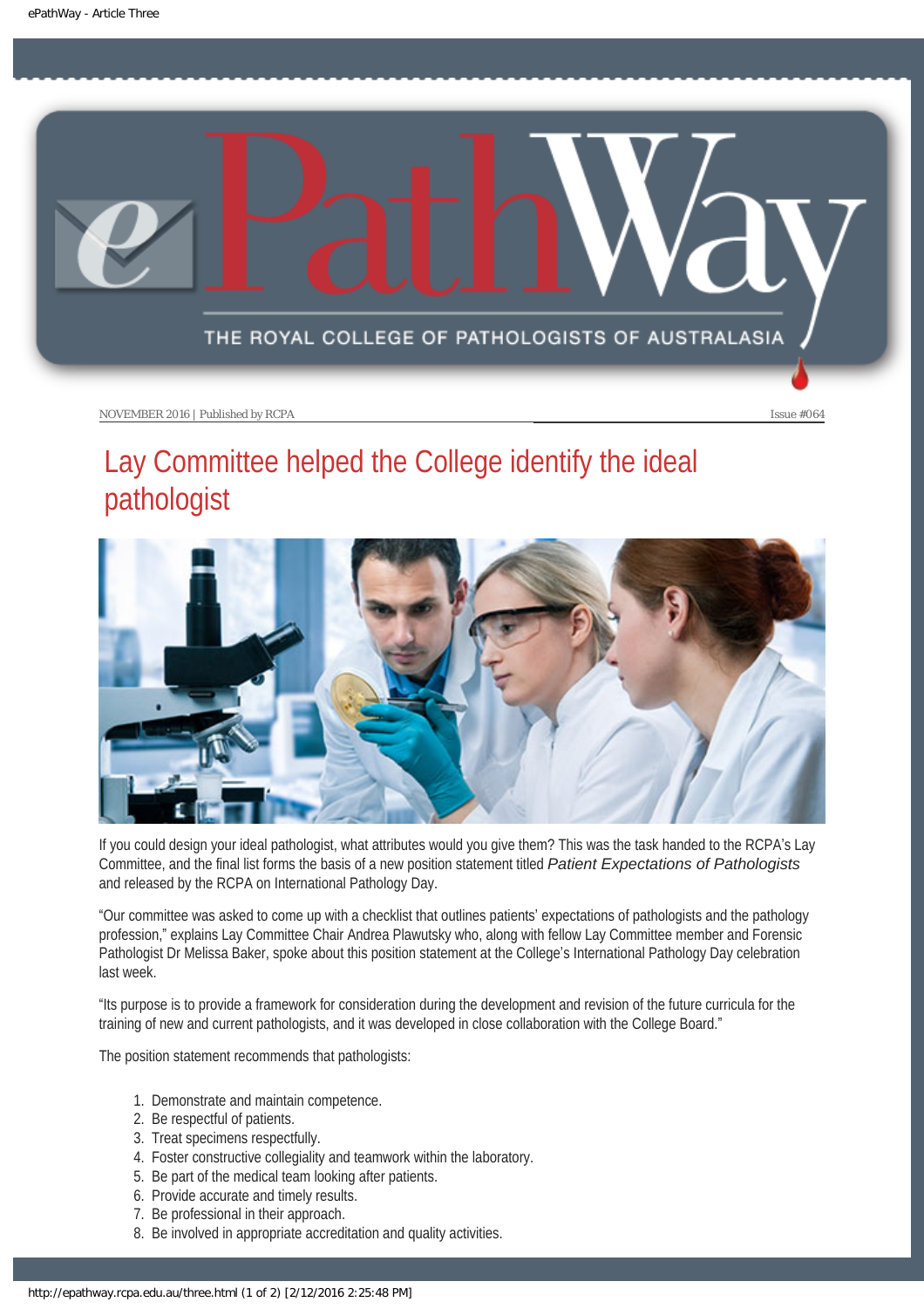NOVEMBER 2016 | Published by RCPA Issue #064

# Lay Committee helped the College identify the ideal pathologist

If you could design your ideal pathologist, what attributes would you give them? This was the task handed to the RCPA's Lay Committee, and the final list forms the basis of a new position statement titled *Patient Expectations of Pathologists* and released by the RCPA on International Pathology Day.

"Our committee was asked to come up with a checklist that outlines patients' expectations of pathologists and the pathology profession," explains Lay Committee Chair Andrea Plawutsky who, along with fellow Lay Committee member and Forensic Pathologist Dr Melissa Baker, spoke about this position statement at the College's International Pathology Day celebration last week.

"Its purpose is to provide a framework for consideration during the development and revision of the future curricula for the training of new and current pathologists, and it was developed in close collaboration with the College Board."

The position statement recommends that pathologists:

1. Demonstrate and maintain competence.
2. Be respectful of patients.
3. Treat specimens respectfully.
4. Foster constructive collegiality and teamwork within the laboratory.
5. Be part of the medical team looking after patients.
6. Provide accurate and timely results.
7. Be professional in their approach.
8. Be involved in appropriate accreditation and quality activities.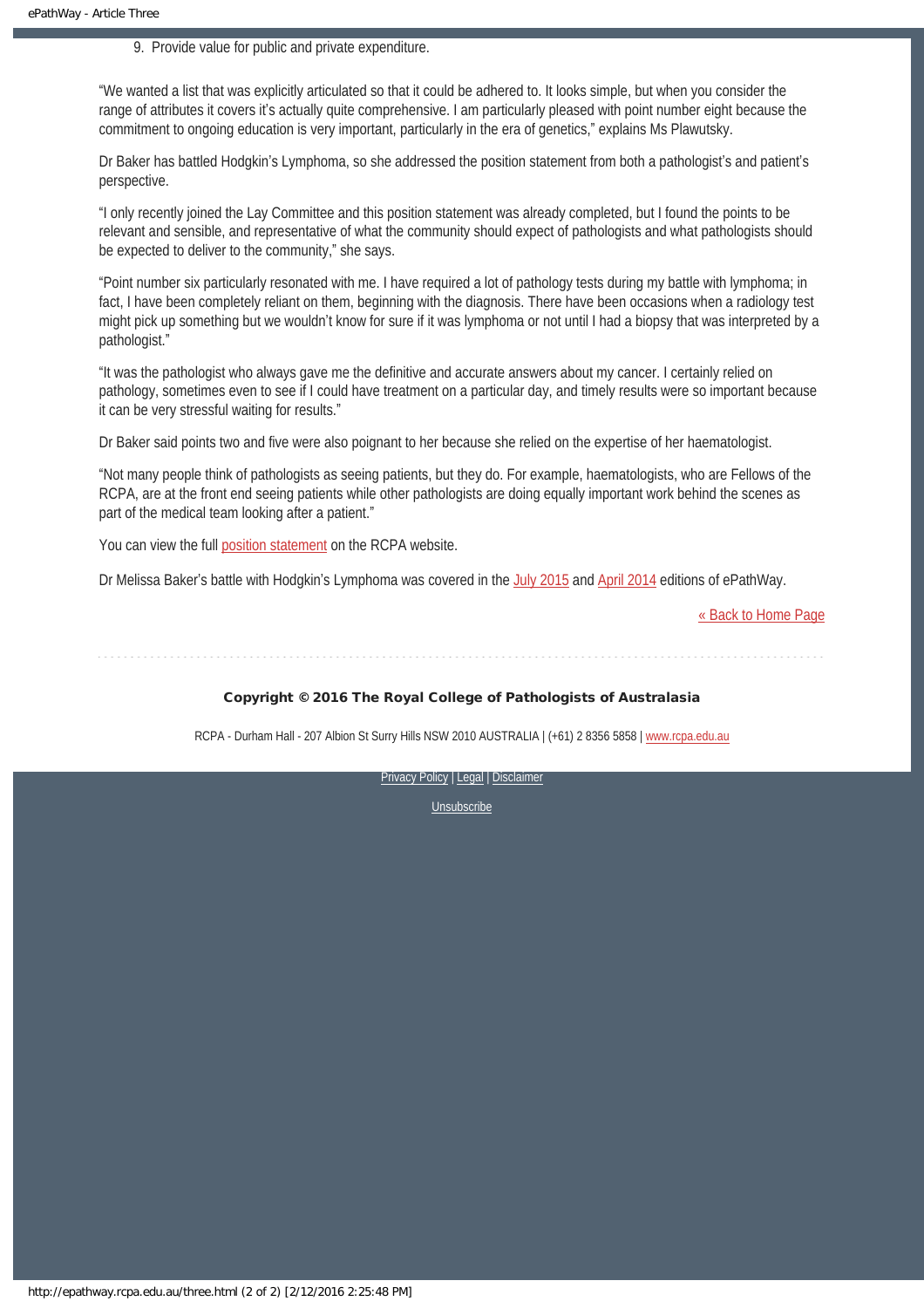9. Provide value for public and private expenditure.

"We wanted a list that was explicitly articulated so that it could be adhered to. It looks simple, but when you consider the range of attributes it covers it's actually quite comprehensive. I am particularly pleased with point number eight because the commitment to ongoing education is very important, particularly in the era of genetics," explains Ms Plawutsky.

Dr Baker has battled Hodgkin's Lymphoma, so she addressed the position statement from both a pathologist's and patient's perspective.

"I only recently joined the Lay Committee and this position statement was already completed, but I found the points to be relevant and sensible, and representative of what the community should expect of pathologists and what pathologists should be expected to deliver to the community," she says.

"Point number six particularly resonated with me. I have required a lot of pathology tests during my battle with lymphoma; in fact, I have been completely reliant on them, beginning with the diagnosis. There have been occasions when a radiology test might pick up something but we wouldn't know for sure if it was lymphoma or not until I had a biopsy that was interpreted by a pathologist."

"It was the pathologist who always gave me the definitive and accurate answers about my cancer. I certainly relied on pathology, sometimes even to see if I could have treatment on a particular day, and timely results were so important because it can be very stressful waiting for results."

Dr Baker said points two and five were also poignant to her because she relied on the expertise of her haematologist.

"Not many people think of pathologists as seeing patients, but they do. For example, haematologists, who are Fellows of the RCPA, are at the front end seeing patients while other pathologists are doing equally important work behind the scenes as part of the medical team looking after a patient."

You can view the full position statement on the RCPA website.

Dr Melissa Baker's battle with Hodgkin's Lymphoma was covered in the July 2015 and April 2014 editions of ePathWay.

« Back to Home Page

**Copyright © 2016 The Royal College of Pathologists of Australasia**

RCPA - Durham Hall - 207 Albion St Surry Hills NSW 2010 AUSTRALIA | (+61) 2 8356 5858 | www.rcpa.edu.au

Privacy Policy | Legal | Disclaimer

Unsubscribe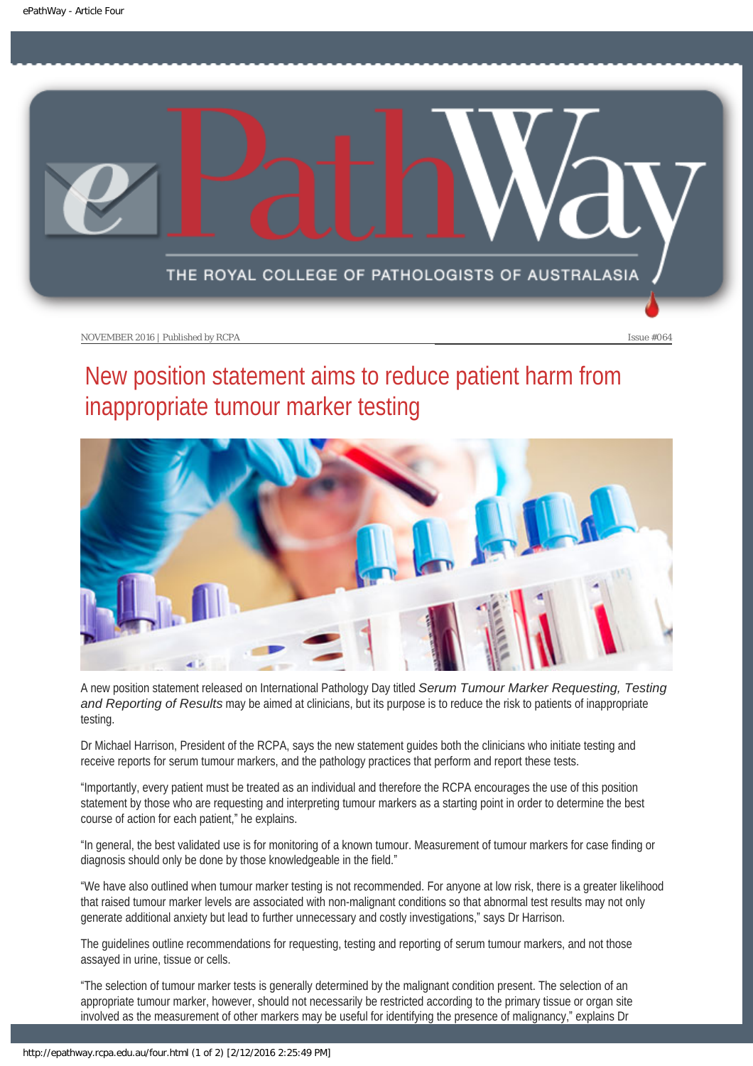NOVEMBER 2016 | Published by RCPA

Issue #064

# New position statement aims to reduce patient harm from inappropriate tumour marker testing

A new position statement released on International Pathology Day titled *Serum Tumour Marker Requesting, Testing and Reporting of Results* may be aimed at clinicians, but its purpose is to reduce the risk to patients of inappropriate testing.

Dr Michael Harrison, President of the RCPA, says the new statement guides both the clinicians who initiate testing and receive reports for serum tumour markers, and the pathology practices that perform and report these tests.

"Importantly, every patient must be treated as an individual and therefore the RCPA encourages the use of this position statement by those who are requesting and interpreting tumour markers as a starting point in order to determine the best course of action for each patient," he explains.

"In general, the best validated use is for monitoring of a known tumour. Measurement of tumour markers for case finding or diagnosis should only be done by those knowledgeable in the field."

"We have also outlined when tumour marker testing is not recommended. For anyone at low risk, there is a greater likelihood that raised tumour marker levels are associated with non-malignant conditions so that abnormal test results may not only generate additional anxiety but lead to further unnecessary and costly investigations," says Dr Harrison.

The guidelines outline recommendations for requesting, testing and reporting of serum tumour markers, and not those assayed in urine, tissue or cells.

"The selection of tumour marker tests is generally determined by the malignant condition present. The selection of an appropriate tumour marker, however, should not necessarily be restricted according to the primary tissue or organ site involved as the measurement of other markers may be useful for identifying the presence of malignancy," explains Dr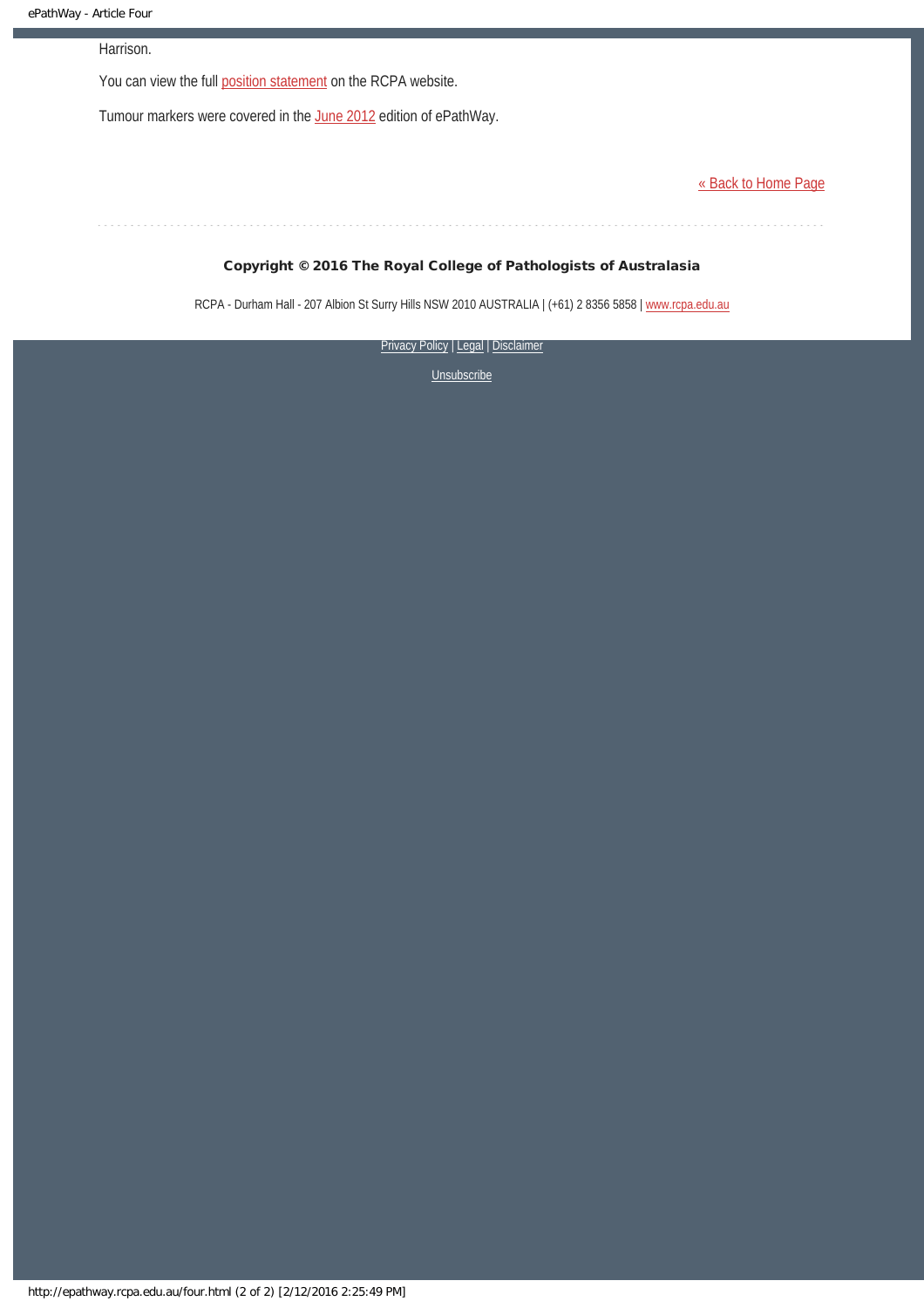Harrison.

You can view the full position statement on the RCPA website.

Tumour markers were covered in the June 2012 edition of ePathWay.

« Back to Home Page

**Copyright © 2016 The Royal College of Pathologists of Australasia**

RCPA - Durham Hall - 207 Albion St Surry Hills NSW 2010 AUSTRALIA | (+61) 2 8356 5858 | www.rcpa.edu.au

Privacy Policy | Legal | Disclaimer

Unsubscribe